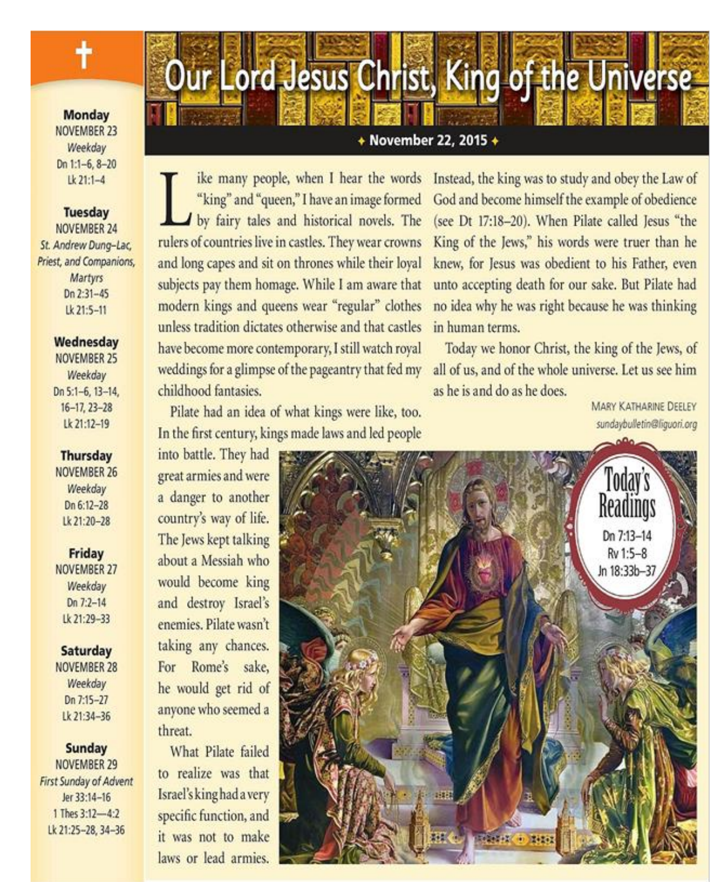# Our Lord Jesus Christ, King of the Universe

**November 22, 2015**

Like many people, when I hear the words "king" and "queen," I have an image formed by fairy tales and historical novels. The rulers of countries live in castles. They wear crowns and long capes and sit on thrones while their loyal subjects pay them homage. While I am aware that modern kings and queens wear "regular" clothes unless tradition dictates otherwise and that castles have become more contemporary, I still watch royal weddings for a glimpse of the pageantry that fed my childhood fantasies.

Pilate had an idea of what kings were like, too. In the first century, kings made laws and led people into battle. They had great armies and were a danger to another country's way of life. The Jews kept talking about a Messiah who would become king and destroy Israel's enemies. Pilate wasn't taking any chances. For Rome's sake, he would get rid of anyone who seemed a threat.

What Pilate failed to realize was that Israel's king had a very specific function, and it was not to make laws or lead armies. Instead, the king was to study and obey the Law of God and become himself the example of obedience (see Dt 17:18–20). When Pilate called Jesus "the King of the Jews," his words were truer than he knew, for Jesus was obedient to his Father, even unto accepting death for our sake. But Pilate had no idea why he was right because he was thinking in human terms.

Today we honor Christ, the king of the Jews, of all of us, and of the whole universe. Let us see him as he is and do as he does.

Mary Katharine Deeley
*sundaybulletin@liguori.org*

**Today's Readings**
Dn 7:13–14
Rv 1:5–8
Jn 18:33b–37

**Monday**
NOVEMBER 23
*Weekday*
Dn 1:1–6, 8–20
Lk 21:1–4

**Tuesday**
NOVEMBER 24
*St. Andrew Dung-Lac, Priest, and Companions, Martyrs*
Dn 2:31–45
Lk 21:5–11

**Wednesday**
NOVEMBER 25
*Weekday*
Dn 5:1–6, 13–14, 16–17, 23–28
Lk 21:12–19

**Thursday**
NOVEMBER 26
*Weekday*
Dn 6:12–28
Lk 21:20–28

**Friday**
NOVEMBER 27
*Weekday*
Dn 7:2–14
Lk 21:29–33

**Saturday**
NOVEMBER 28
*Weekday*
Dn 7:15–27
Lk 21:34–36

**Sunday**
NOVEMBER 29
*First Sunday of Advent*
Jer 33:14–16
1 Thes 3:12—4:2
Lk 21:25–28, 34–36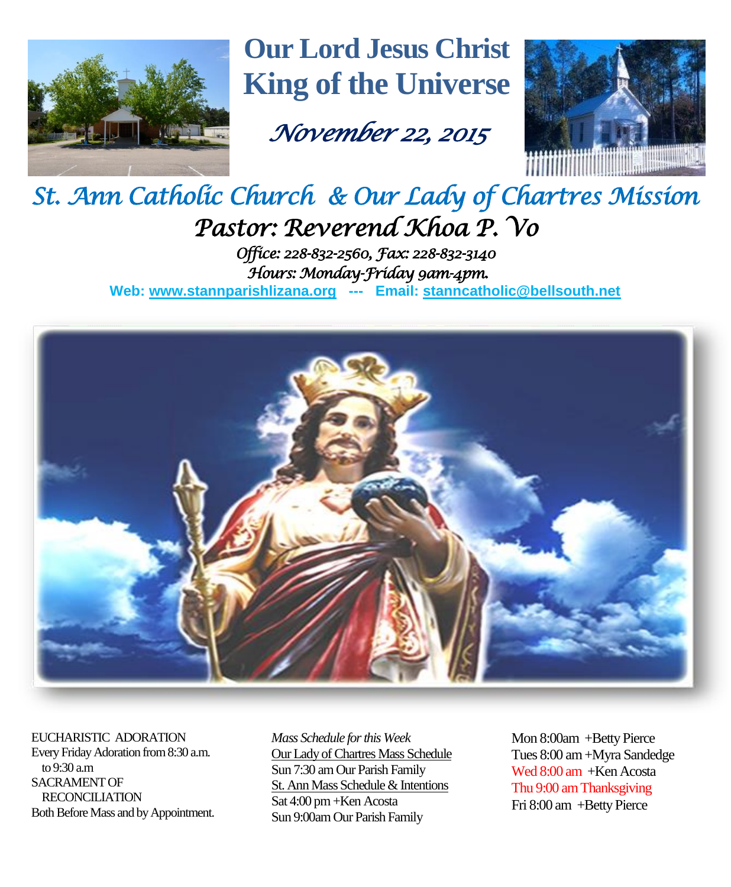# Our Lord Jesus Christ King of the Universe

*November 22, 2015*

## *St. Ann Catholic Church & Our Lady of Chartres Mission*

### *Pastor: Reverend Khoa P. Vo*

*Office: 228-832-2560, Fax: 228-832-3140*

*Hours: Monday-Friday 9am-4pm.*

**Web: www.stannparishlizana.org --- Email: stanncatholic@bellsouth.net**

EUCHARISTIC ADORATION
Every Friday Adoration from 8:30 a.m. to 9:30 a.m
SACRAMENT OF RECONCILIATION
Both Before Mass and by Appointment.

*Mass Schedule for this Week*

Our Lady of Chartres Mass Schedule
Sun 7:30 am Our Parish Family

St. Ann Mass Schedule & Intentions
Sat 4:00 pm +Ken Acosta
Sun 9:00am Our Parish Family

Mon 8:00am +Betty Pierce
Tues 8:00 am +Myra Sandedge
Wed 8:00 am +Ken Acosta
Thu 9:00 am Thanksgiving
Fri 8:00 am +Betty Pierce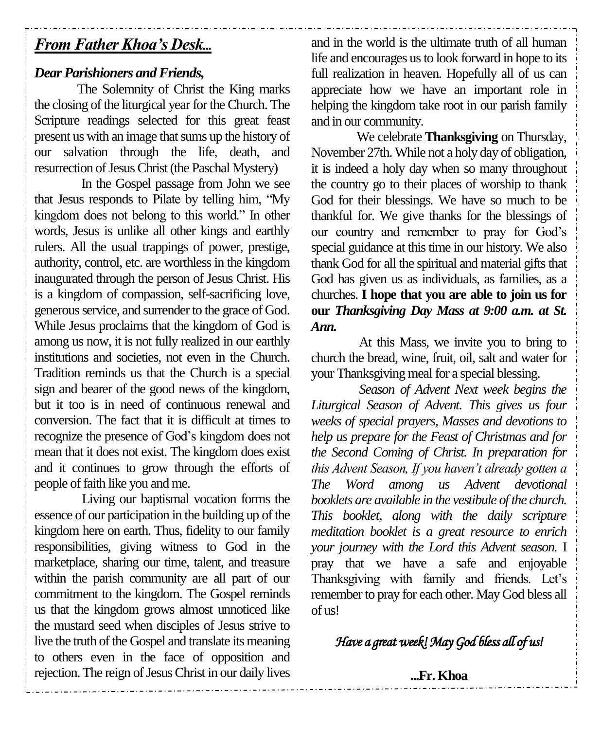## *From Father Khoa's Desk...*

***Dear Parishioners and Friends,***

The Solemnity of Christ the King marks the closing of the liturgical year for the Church. The Scripture readings selected for this great feast present us with an image that sums up the history of our salvation through the life, death, and resurrection of Jesus Christ (the Paschal Mystery)

In the Gospel passage from John we see that Jesus responds to Pilate by telling him, "My kingdom does not belong to this world." In other words, Jesus is unlike all other kings and earthly rulers. All the usual trappings of power, prestige, authority, control, etc. are worthless in the kingdom inaugurated through the person of Jesus Christ. His is a kingdom of compassion, self-sacrificing love, generous service, and surrender to the grace of God. While Jesus proclaims that the kingdom of God is among us now, it is not fully realized in our earthly institutions and societies, not even in the Church. Tradition reminds us that the Church is a special sign and bearer of the good news of the kingdom, but it too is in need of continuous renewal and conversion. The fact that it is difficult at times to recognize the presence of God's kingdom does not mean that it does not exist. The kingdom does exist and it continues to grow through the efforts of people of faith like you and me.

Living our baptismal vocation forms the essence of our participation in the building up of the kingdom here on earth. Thus, fidelity to our family responsibilities, giving witness to God in the marketplace, sharing our time, talent, and treasure within the parish community are all part of our commitment to the kingdom. The Gospel reminds us that the kingdom grows almost unnoticed like the mustard seed when disciples of Jesus strive to live the truth of the Gospel and translate its meaning to others even in the face of opposition and rejection. The reign of Jesus Christ in our daily lives and in the world is the ultimate truth of all human life and encourages us to look forward in hope to its full realization in heaven. Hopefully all of us can appreciate how we have an important role in helping the kingdom take root in our parish family and in our community.

We celebrate **Thanksgiving** on Thursday, November 27th. While not a holy day of obligation, it is indeed a holy day when so many throughout the country go to their places of worship to thank God for their blessings. We have so much to be thankful for. We give thanks for the blessings of our country and remember to pray for God's special guidance at this time in our history. We also thank God for all the spiritual and material gifts that God has given us as individuals, as families, as a churches. **I hope that you are able to join us for our *Thanksgiving Day Mass at 9:00 a.m. at St. Ann.***

At this Mass, we invite you to bring to church the bread, wine, fruit, oil, salt and water for your Thanksgiving meal for a special blessing.

*Season of Advent Next week begins the Liturgical Season of Advent. This gives us four weeks of special prayers, Masses and devotions to help us prepare for the Feast of Christmas and for the Second Coming of Christ. In preparation for this Advent Season, If you haven't already gotten a The Word among us Advent devotional booklets are available in the vestibule of the church. This booklet, along with the daily scripture meditation booklet is a great resource to enrich your journey with the Lord this Advent season.* I pray that we have a safe and enjoyable Thanksgiving with family and friends. Let's remember to pray for each other. May God bless all of us!

*Have a great week! May God bless all of us!*

**...Fr. Khoa**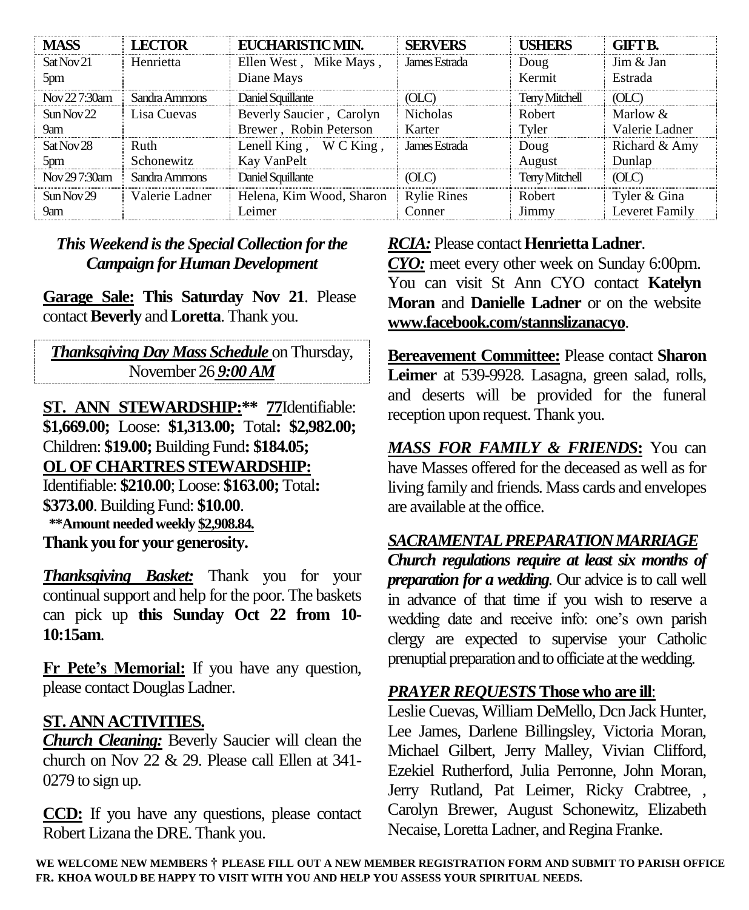| MASS | LECTOR | EUCHARISTIC MIN. | SERVERS | USHERS | GIFT B. |
|---|---|---|---|---|---|
| Sat Nov 21 5pm | Henrietta | Ellen West , Mike Mays , Diane Mays | James Estrada | Doug Kermit | Jim & Jan Estrada |
| Nov 22 7:30am | Sandra Ammons | Daniel Squillante | (OLC) | Terry Mitchell | (OLC) |
| Sun Nov 22 9am | Lisa Cuevas | Beverly Saucier , Carolyn Brewer , Robin Peterson | Nicholas Karter | Robert Tyler | Marlow & Valerie Ladner |
| Sat Nov 28 5pm | Ruth Schonewitz | Lenell King , W C King , Kay VanPelt | James Estrada | Doug August | Richard & Amy Dunlap |
| Nov 29 7:30am | Sandra Ammons | Daniel Squillante | (OLC) | Terry Mitchell | (OLC) |
| Sun Nov 29 9am | Valerie Ladner | Helena, Kim Wood, Sharon Leimer | Rylie Rines Conner | Robert Jimmy | Tyler & Gina Leveret Family |

***This Weekend is the Special Collection for the Campaign for Human Development***

**Garage Sale: This Saturday Nov 21**. Please contact **Beverly** and **Loretta**. Thank you.

***Thanksgiving Day Mass Schedule*** on Thursday, November 26 ***9:00 AM***

**ST. ANN STEWARDSHIP:\*\* 77** Identifiable: **$1,669.00;** Loose: **$1,313.00;** Total**: $2,982.00;** Children: **$19.00;** Building Fund**: $184.05;**
**OL OF CHARTRES STEWARDSHIP:**
Identifiable: **$210.00**; Loose: **$163.00;** Total**: $373.00**. Building Fund: **$10.00**.
**\*\*Amount needed weekly $2,908.84.**
**Thank you for your generosity.**

***Thanksgiving Basket:*** Thank you for your continual support and help for the poor. The baskets can pick up **this Sunday Oct 22 from 10-10:15am**.

**Fr Pete's Memorial:** If you have any question, please contact Douglas Ladner.

**ST. ANN ACTIVITIES.**

***Church Cleaning:*** Beverly Saucier will clean the church on Nov 22 & 29. Please call Ellen at 341-0279 to sign up.

**CCD:** If you have any questions, please contact Robert Lizana the DRE. Thank you.

***RCIA:*** Please contact **Henrietta Ladner**.

***CYO:*** meet every other week on Sunday 6:00pm. You can visit St Ann CYO contact **Katelyn Moran** and **Danielle Ladner** or on the website **www.facebook.com/stannslizanacyo**.

**Bereavement Committee:** Please contact **Sharon Leimer** at 539-9928. Lasagna, green salad, rolls, and deserts will be provided for the funeral reception upon request. Thank you.

***MASS FOR FAMILY & FRIENDS*:** You can have Masses offered for the deceased as well as for living family and friends. Mass cards and envelopes are available at the office.

***SACRAMENTAL PREPARATION MARRIAGE***
***Church regulations require at least six months of preparation for a wedding***. Our advice is to call well in advance of that time if you wish to reserve a wedding date and receive info: one's own parish clergy are expected to supervise your Catholic prenuptial preparation and to officiate at the wedding.

***PRAYER REQUESTS* Those who are ill**:
Leslie Cuevas, William DeMello, Dcn Jack Hunter, Lee James, Darlene Billingsley, Victoria Moran, Michael Gilbert, Jerry Malley, Vivian Clifford, Ezekiel Rutherford, Julia Perronne, John Moran, Jerry Rutland, Pat Leimer, Ricky Crabtree, , Carolyn Brewer, August Schonewitz, Elizabeth Necaise, Loretta Ladner, and Regina Franke.

**WE WELCOME NEW MEMBERS † PLEASE FILL OUT A NEW MEMBER REGISTRATION FORM AND SUBMIT TO PARISH OFFICE FR. KHOA WOULD BE HAPPY TO VISIT WITH YOU AND HELP YOU ASSESS YOUR SPIRITUAL NEEDS.**